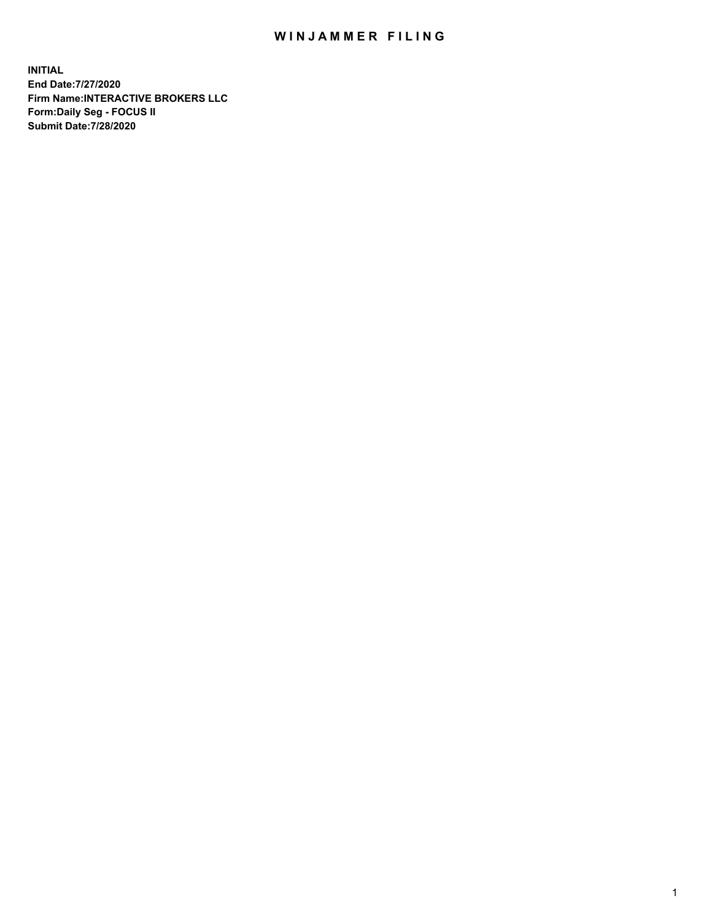# WINJAMMER FILING

**INITIAL**
**End Date:7/27/2020**
**Firm Name:INTERACTIVE BROKERS LLC**
**Form:Daily Seg - FOCUS II**
**Submit Date:7/28/2020**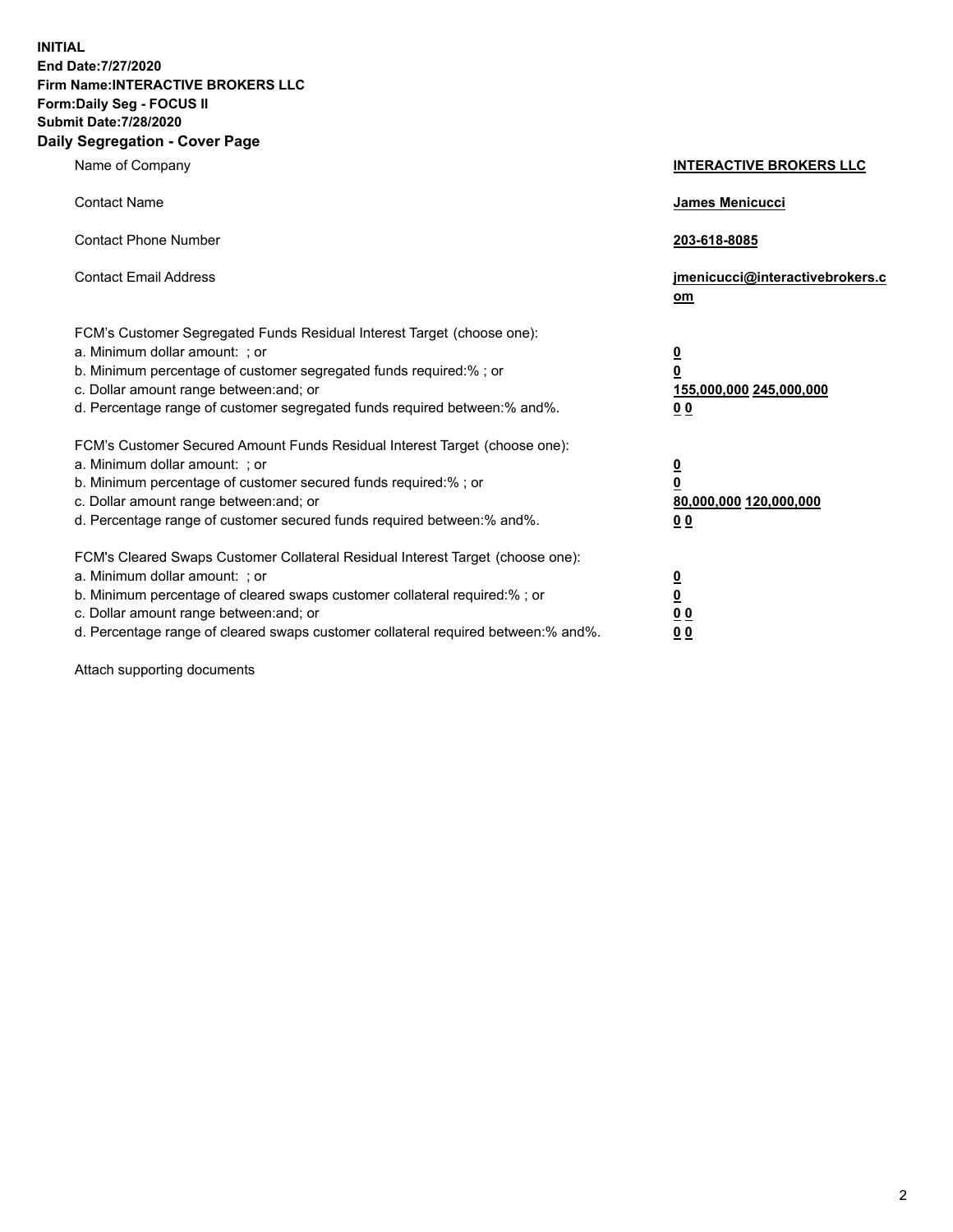**INITIAL**
**End Date:7/27/2020**
**Firm Name:INTERACTIVE BROKERS LLC**
**Form:Daily Seg - FOCUS II**
**Submit Date:7/28/2020**

**Daily Segregation - Cover Page**

| | |
|---|---|
| Name of Company | **INTERACTIVE BROKERS LLC** |
| Contact Name | **James Menicucci** |
| Contact Phone Number | **203-618-8085** |
| Contact Email Address | **jmenicucci@interactivebrokers.com** |
| FCM's Customer Segregated Funds Residual Interest Target (choose one): | |
| a. Minimum dollar amount: ; or | **0** |
| b. Minimum percentage of customer segregated funds required:% ; or | **0** |
| c. Dollar amount range between:and; or | **155,000,000 245,000,000** |
| d. Percentage range of customer segregated funds required between:% and%. | **0 0** |
| FCM's Customer Secured Amount Funds Residual Interest Target (choose one): | |
| a. Minimum dollar amount: ; or | **0** |
| b. Minimum percentage of customer secured funds required:% ; or | **0** |
| c. Dollar amount range between:and; or | **80,000,000 120,000,000** |
| d. Percentage range of customer secured funds required between:% and%. | **0 0** |
| FCM's Cleared Swaps Customer Collateral Residual Interest Target (choose one): | |
| a. Minimum dollar amount: ; or | **0** |
| b. Minimum percentage of cleared swaps customer collateral required:% ; or | **0** |
| c. Dollar amount range between:and; or | **0 0** |
| d. Percentage range of cleared swaps customer collateral required between:% and%. | **0 0** |

Attach supporting documents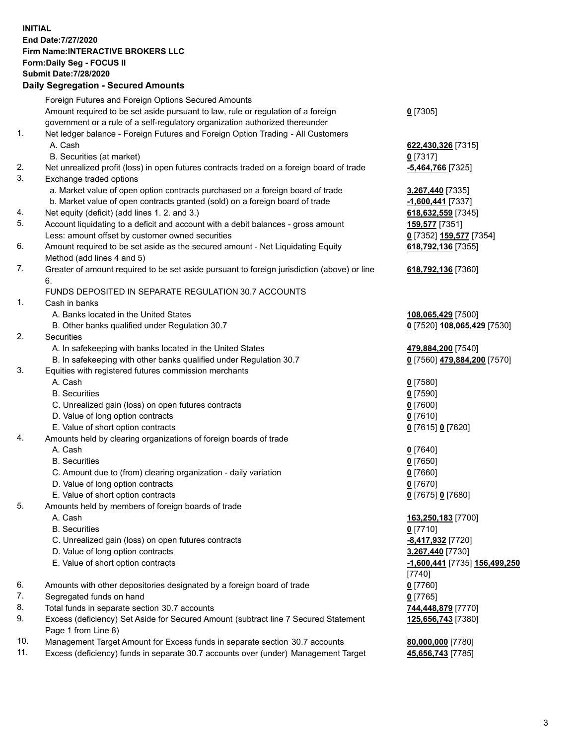**INITIAL**
**End Date:7/27/2020**
**Firm Name:INTERACTIVE BROKERS LLC**
**Form:Daily Seg - FOCUS II**
**Submit Date:7/28/2020**

**Daily Segregation - Secured Amounts**

| | | |
|---|---|---|
| | Foreign Futures and Foreign Options Secured Amounts | |
| | Amount required to be set aside pursuant to law, rule or regulation of a foreign government or a rule of a self-regulatory organization authorized thereunder | **0** [7305] |
| 1. | Net ledger balance - Foreign Futures and Foreign Option Trading - All Customers | |
| | A. Cash | **622,430,326** [7315] |
| | B. Securities (at market) | **0** [7317] |
| 2. | Net unrealized profit (loss) in open futures contracts traded on a foreign board of trade | **-5,464,766** [7325] |
| 3. | Exchange traded options | |
| | a. Market value of open option contracts purchased on a foreign board of trade | **3,267,440** [7335] |
| | b. Market value of open contracts granted (sold) on a foreign board of trade | **-1,600,441** [7337] |
| 4. | Net equity (deficit) (add lines 1. 2. and 3.) | **618,632,559** [7345] |
| 5. | Account liquidating to a deficit and account with a debit balances - gross amount | **159,577** [7351] |
| | Less: amount offset by customer owned securities | **0** [7352] **159,577** [7354] |
| 6. | Amount required to be set aside as the secured amount - Net Liquidating Equity Method (add lines 4 and 5) | **618,792,136** [7355] |
| 7. | Greater of amount required to be set aside pursuant to foreign jurisdiction (above) or line 6. | **618,792,136** [7360] |
| | FUNDS DEPOSITED IN SEPARATE REGULATION 30.7 ACCOUNTS | |
| 1. | Cash in banks | |
| | A. Banks located in the United States | **108,065,429** [7500] |
| | B. Other banks qualified under Regulation 30.7 | **0** [7520] **108,065,429** [7530] |
| 2. | Securities | |
| | A. In safekeeping with banks located in the United States | **479,884,200** [7540] |
| | B. In safekeeping with other banks qualified under Regulation 30.7 | **0** [7560] **479,884,200** [7570] |
| 3. | Equities with registered futures commission merchants | |
| | A. Cash | **0** [7580] |
| | B. Securities | **0** [7590] |
| | C. Unrealized gain (loss) on open futures contracts | **0** [7600] |
| | D. Value of long option contracts | **0** [7610] |
| | E. Value of short option contracts | **0** [7615] **0** [7620] |
| 4. | Amounts held by clearing organizations of foreign boards of trade | |
| | A. Cash | **0** [7640] |
| | B. Securities | **0** [7650] |
| | C. Amount due to (from) clearing organization - daily variation | **0** [7660] |
| | D. Value of long option contracts | **0** [7670] |
| | E. Value of short option contracts | **0** [7675] **0** [7680] |
| 5. | Amounts held by members of foreign boards of trade | |
| | A. Cash | **163,250,183** [7700] |
| | B. Securities | **0** [7710] |
| | C. Unrealized gain (loss) on open futures contracts | **-8,417,932** [7720] |
| | D. Value of long option contracts | **3,267,440** [7730] |
| | E. Value of short option contracts | **-1,600,441** [7735] **156,499,250** [7740] |
| 6. | Amounts with other depositories designated by a foreign board of trade | **0** [7760] |
| 7. | Segregated funds on hand | **0** [7765] |
| 8. | Total funds in separate section 30.7 accounts | **744,448,879** [7770] |
| 9. | Excess (deficiency) Set Aside for Secured Amount (subtract line 7 Secured Statement Page 1 from Line 8) | **125,656,743** [7380] |
| 10. | Management Target Amount for Excess funds in separate section 30.7 accounts | **80,000,000** [7780] |
| 11. | Excess (deficiency) funds in separate 30.7 accounts over (under) Management Target | **45,656,743** [7785] |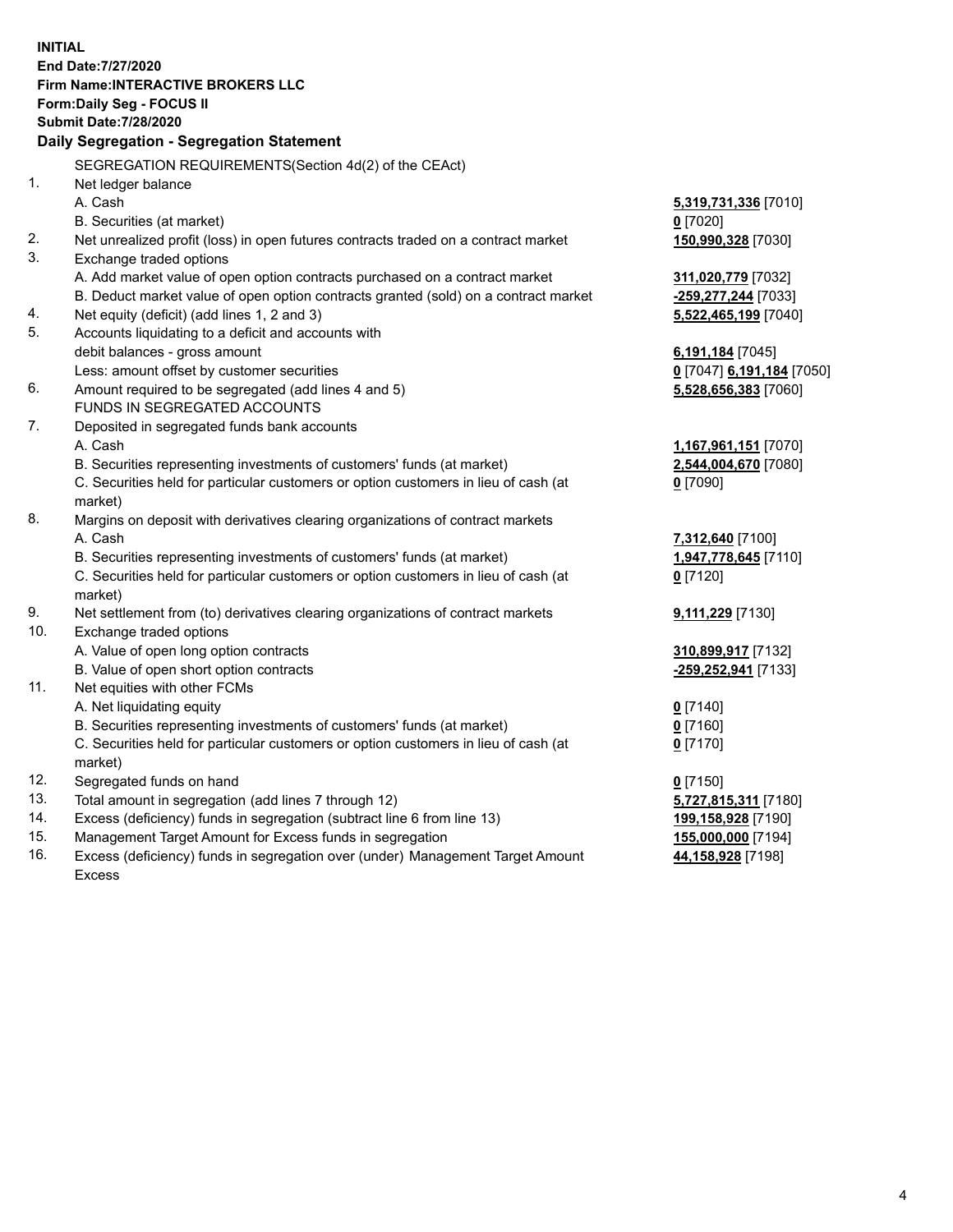**INITIAL**
**End Date:7/27/2020**
**Firm Name:INTERACTIVE BROKERS LLC**
**Form:Daily Seg - FOCUS II**
**Submit Date:7/28/2020**

**Daily Segregation - Segregation Statement**

| | | |
|---|---|---|
| | SEGREGATION REQUIREMENTS(Section 4d(2) of the CEAct) | |
| 1. | Net ledger balance | |
| | A. Cash | **5,319,731,336** [7010] |
| | B. Securities (at market) | **0** [7020] |
| 2. | Net unrealized profit (loss) in open futures contracts traded on a contract market | **150,990,328** [7030] |
| 3. | Exchange traded options | |
| | A. Add market value of open option contracts purchased on a contract market | **311,020,779** [7032] |
| | B. Deduct market value of open option contracts granted (sold) on a contract market | **-259,277,244** [7033] |
| 4. | Net equity (deficit) (add lines 1, 2 and 3) | **5,522,465,199** [7040] |
| 5. | Accounts liquidating to a deficit and accounts with debit balances - gross amount | **6,191,184** [7045] |
| | Less: amount offset by customer securities | **0** [7047] **6,191,184** [7050] |
| 6. | Amount required to be segregated (add lines 4 and 5) | **5,528,656,383** [7060] |
| | FUNDS IN SEGREGATED ACCOUNTS | |
| 7. | Deposited in segregated funds bank accounts | |
| | A. Cash | **1,167,961,151** [7070] |
| | B. Securities representing investments of customers' funds (at market) | **2,544,004,670** [7080] |
| | C. Securities held for particular customers or option customers in lieu of cash (at market) | **0** [7090] |
| 8. | Margins on deposit with derivatives clearing organizations of contract markets | |
| | A. Cash | **7,312,640** [7100] |
| | B. Securities representing investments of customers' funds (at market) | **1,947,778,645** [7110] |
| | C. Securities held for particular customers or option customers in lieu of cash (at market) | **0** [7120] |
| 9. | Net settlement from (to) derivatives clearing organizations of contract markets | **9,111,229** [7130] |
| 10. | Exchange traded options | |
| | A. Value of open long option contracts | **310,899,917** [7132] |
| | B. Value of open short option contracts | **-259,252,941** [7133] |
| 11. | Net equities with other FCMs | |
| | A. Net liquidating equity | **0** [7140] |
| | B. Securities representing investments of customers' funds (at market) | **0** [7160] |
| | C. Securities held for particular customers or option customers in lieu of cash (at market) | **0** [7170] |
| 12. | Segregated funds on hand | **0** [7150] |
| 13. | Total amount in segregation (add lines 7 through 12) | **5,727,815,311** [7180] |
| 14. | Excess (deficiency) funds in segregation (subtract line 6 from line 13) | **199,158,928** [7190] |
| 15. | Management Target Amount for Excess funds in segregation | **155,000,000** [7194] |
| 16. | Excess (deficiency) funds in segregation over (under) Management Target Amount Excess | **44,158,928** [7198] |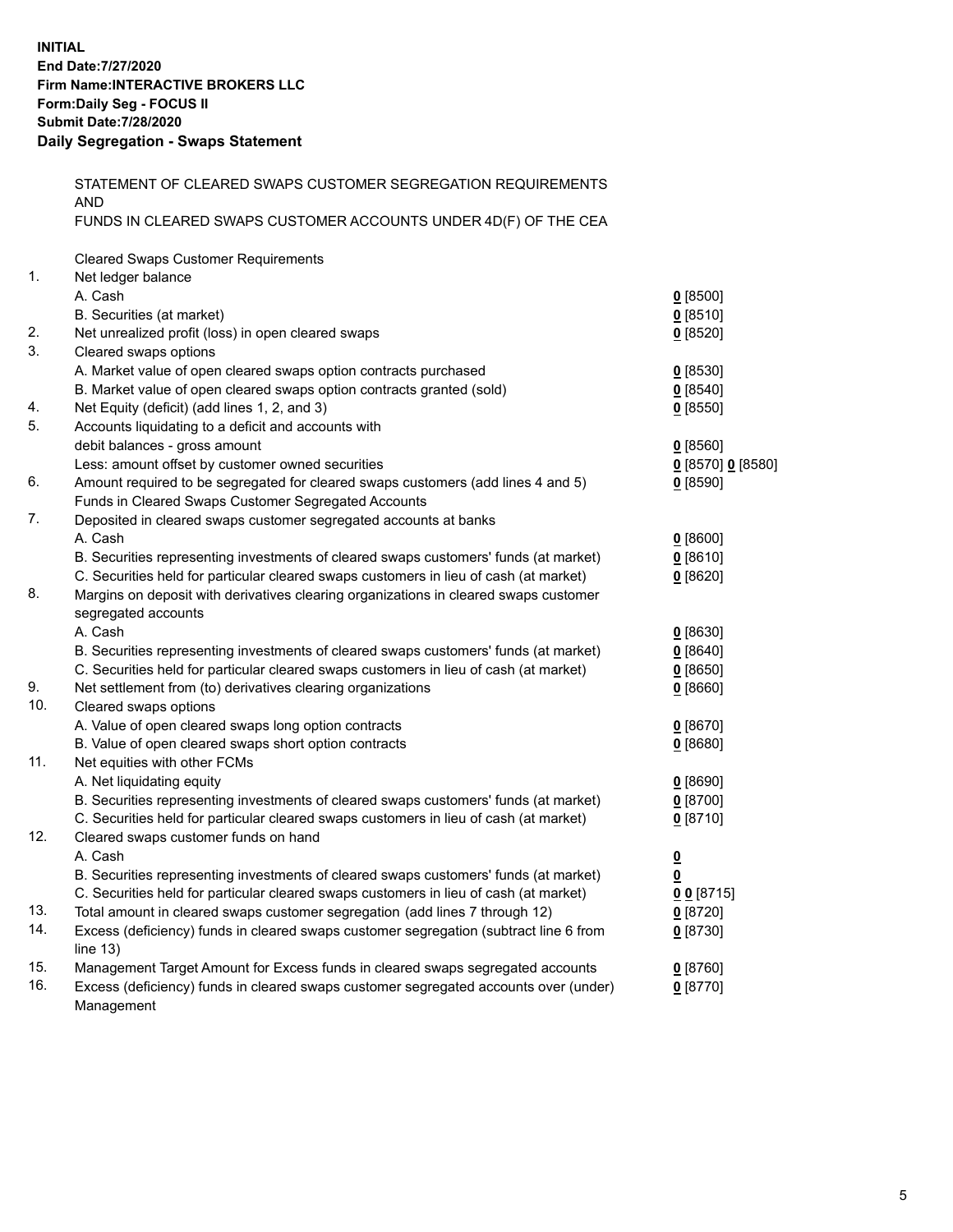**INITIAL**
**End Date:7/27/2020**
**Firm Name:INTERACTIVE BROKERS LLC**
**Form:Daily Seg - FOCUS II**
**Submit Date:7/28/2020**
**Daily Segregation - Swaps Statement**

STATEMENT OF CLEARED SWAPS CUSTOMER SEGREGATION REQUIREMENTS AND
FUNDS IN CLEARED SWAPS CUSTOMER ACCOUNTS UNDER 4D(F) OF THE CEA

| | | |
|---|---|---|
| | Cleared Swaps Customer Requirements | |
| 1. | Net ledger balance | |
| | A. Cash | 0 [8500] |
| | B. Securities (at market) | 0 [8510] |
| 2. | Net unrealized profit (loss) in open cleared swaps | 0 [8520] |
| 3. | Cleared swaps options | |
| | A. Market value of open cleared swaps option contracts purchased | 0 [8530] |
| | B. Market value of open cleared swaps option contracts granted (sold) | 0 [8540] |
| 4. | Net Equity (deficit) (add lines 1, 2, and 3) | 0 [8550] |
| 5. | Accounts liquidating to a deficit and accounts with debit balances - gross amount | 0 [8560] |
| | Less: amount offset by customer owned securities | 0 [8570] 0 [8580] |
| 6. | Amount required to be segregated for cleared swaps customers (add lines 4 and 5) | 0 [8590] |
| | Funds in Cleared Swaps Customer Segregated Accounts | |
| 7. | Deposited in cleared swaps customer segregated accounts at banks | |
| | A. Cash | 0 [8600] |
| | B. Securities representing investments of cleared swaps customers' funds (at market) | 0 [8610] |
| | C. Securities held for particular cleared swaps customers in lieu of cash (at market) | 0 [8620] |
| 8. | Margins on deposit with derivatives clearing organizations in cleared swaps customer segregated accounts | |
| | A. Cash | 0 [8630] |
| | B. Securities representing investments of cleared swaps customers' funds (at market) | 0 [8640] |
| | C. Securities held for particular cleared swaps customers in lieu of cash (at market) | 0 [8650] |
| 9. | Net settlement from (to) derivatives clearing organizations | 0 [8660] |
| 10. | Cleared swaps options | |
| | A. Value of open cleared swaps long option contracts | 0 [8670] |
| | B. Value of open cleared swaps short option contracts | 0 [8680] |
| 11. | Net equities with other FCMs | |
| | A. Net liquidating equity | 0 [8690] |
| | B. Securities representing investments of cleared swaps customers' funds (at market) | 0 [8700] |
| | C. Securities held for particular cleared swaps customers in lieu of cash (at market) | 0 [8710] |
| 12. | Cleared swaps customer funds on hand | |
| | A. Cash | 0 |
| | B. Securities representing investments of cleared swaps customers' funds (at market) | 0 |
| | C. Securities held for particular cleared swaps customers in lieu of cash (at market) | 0 0 [8715] |
| 13. | Total amount in cleared swaps customer segregation (add lines 7 through 12) | 0 [8720] |
| 14. | Excess (deficiency) funds in cleared swaps customer segregation (subtract line 6 from line 13) | 0 [8730] |
| 15. | Management Target Amount for Excess funds in cleared swaps segregated accounts | 0 [8760] |
| 16. | Excess (deficiency) funds in cleared swaps customer segregated accounts over (under) Management | 0 [8770] |